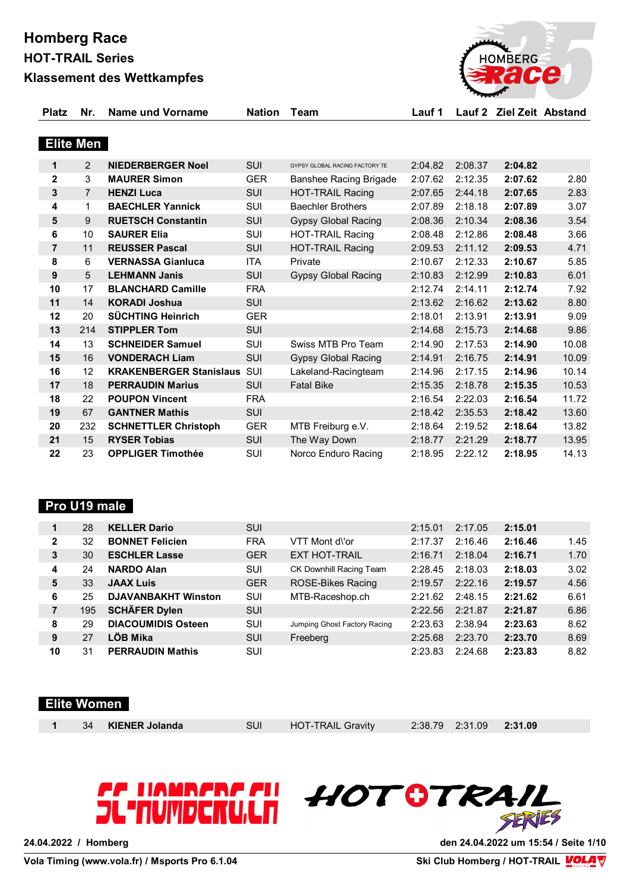# Homberg Race

## HOT-TRAIL Series

## Klassement des Wettkampfes

### Elite Men

| Platz | Nr. | Name und Vorname | Nation | Team | Lauf 1 | Lauf 2 | Ziel Zeit | Abstand |
|---|---|---|---|---|---|---|---|---|
| **1** | 2 | **NIEDERBERGER Noel** | SUI | GYPSY GLOBAL RACING FACTORY TE | 2:04.82 | 2:08.37 | **2:04.82** | |
| **2** | 3 | **MAURER Simon** | GER | Banshee Racing Brigade | 2:07.62 | 2:12.35 | **2:07.62** | 2.80 |
| **3** | 7 | **HENZI Luca** | SUI | HOT-TRAIL Racing | 2:07.65 | 2:44.18 | **2:07.65** | 2.83 |
| **4** | 1 | **BAECHLER Yannick** | SUI | Baechler Brothers | 2:07.89 | 2:18.18 | **2:07.89** | 3.07 |
| **5** | 9 | **RUETSCH Constantin** | SUI | Gypsy Global Racing | 2:08.36 | 2:10.34 | **2:08.36** | 3.54 |
| **6** | 10 | **SAURER Elia** | SUI | HOT-TRAIL Racing | 2:08.48 | 2:12.86 | **2:08.48** | 3.66 |
| **7** | 11 | **REUSSER Pascal** | SUI | HOT-TRAIL Racing | 2:09.53 | 2:11.12 | **2:09.53** | 4.71 |
| **8** | 6 | **VERNASSA Gianluca** | ITA | Private | 2:10.67 | 2:12.33 | **2:10.67** | 5.85 |
| **9** | 5 | **LEHMANN Janis** | SUI | Gypsy Global Racing | 2:10.83 | 2:12.99 | **2:10.83** | 6.01 |
| **10** | 17 | **BLANCHARD Camille** | FRA | | 2:12.74 | 2:14.11 | **2:12.74** | 7.92 |
| **11** | 14 | **KORADI Joshua** | SUI | | 2:13.62 | 2:16.62 | **2:13.62** | 8.80 |
| **12** | 20 | **SÜCHTING Heinrich** | GER | | 2:18.01 | 2:13.91 | **2:13.91** | 9.09 |
| **13** | 214 | **STIPPLER Tom** | SUI | | 2:14.68 | 2:15.73 | **2:14.68** | 9.86 |
| **14** | 13 | **SCHNEIDER Samuel** | SUI | Swiss MTB Pro Team | 2:14.90 | 2:17.53 | **2:14.90** | 10.08 |
| **15** | 16 | **VONDERACH Liam** | SUI | Gypsy Global Racing | 2:14.91 | 2:16.75 | **2:14.91** | 10.09 |
| **16** | 12 | **KRAKENBERGER Stanislaus** | SUI | Lakeland-Racingteam | 2:14.96 | 2:17.15 | **2:14.96** | 10.14 |
| **17** | 18 | **PERRAUDIN Marius** | SUI | Fatal Bike | 2:15.35 | 2:18.78 | **2:15.35** | 10.53 |
| **18** | 22 | **POUPON Vincent** | FRA | | 2:16.54 | 2:22.03 | **2:16.54** | 11.72 |
| **19** | 67 | **GANTNER Mathis** | SUI | | 2:18.42 | 2:35.53 | **2:18.42** | 13.60 |
| **20** | 232 | **SCHNETTLER Christoph** | GER | MTB Freiburg e.V. | 2:18.64 | 2:19.52 | **2:18.64** | 13.82 |
| **21** | 15 | **RYSER Tobias** | SUI | The Way Down | 2:18.77 | 2:21.29 | **2:18.77** | 13.95 |
| **22** | 23 | **OPPLIGER Timothée** | SUI | Norco Enduro Racing | 2:18.95 | 2:22.12 | **2:18.95** | 14.13 |

### Pro U19 male

| Platz | Nr. | Name und Vorname | Nation | Team | Lauf 1 | Lauf 2 | Ziel Zeit | Abstand |
|---|---|---|---|---|---|---|---|---|
| **1** | 28 | **KELLER Dario** | SUI | | 2:15.01 | 2:17.05 | **2:15.01** | |
| **2** | 32 | **BONNET Felicien** | FRA | VTT Mont d\'or | 2:17.37 | 2:16.46 | **2:16.46** | 1.45 |
| **3** | 30 | **ESCHLER Lasse** | GER | EXT HOT-TRAIL | 2:16.71 | 2:18.04 | **2:16.71** | 1.70 |
| **4** | 24 | **NARDO Alan** | SUI | CK Downhill Racing Team | 2:28.45 | 2:18.03 | **2:18.03** | 3.02 |
| **5** | 33 | **JAAX Luis** | GER | ROSE-Bikes Racing | 2:19.57 | 2:22.16 | **2:19.57** | 4.56 |
| **6** | 25 | **DJAVANBAKHT Winston** | SUI | MTB-Raceshop.ch | 2:21.62 | 2:48.15 | **2:21.62** | 6.61 |
| **7** | 195 | **SCHÄFER Dylen** | SUI | | 2:22.56 | 2:21.87 | **2:21.87** | 6.86 |
| **8** | 29 | **DIACOUMIDIS Osteen** | SUI | Jumping Ghost Factory Racing | 2:23.63 | 2:38.94 | **2:23.63** | 8.62 |
| **9** | 27 | **LÖB Mika** | SUI | Freeberg | 2:25.68 | 2:23.70 | **2:23.70** | 8.69 |
| **10** | 31 | **PERRAUDIN Mathis** | SUI | | 2:23.83 | 2:24.68 | **2:23.83** | 8.82 |

### Elite Women

| Platz | Nr. | Name und Vorname | Nation | Team | Lauf 1 | Lauf 2 | Ziel Zeit | Abstand |
|---|---|---|---|---|---|---|---|---|
| **1** | 34 | **KIENER Jolanda** | SUI | HOT-TRAIL Gravity | 2:38.79 | 2:31.09 | **2:31.09** | |

SC-HOMBERG.CH   HOT TRAIL SERIES

24.04.2022 / Homberg

den 24.04.2022 um 15:54

Vola Timing (www.vola.fr) / Msports Pro 6.1.04

Ski Club Homberg / HOT-TRAIL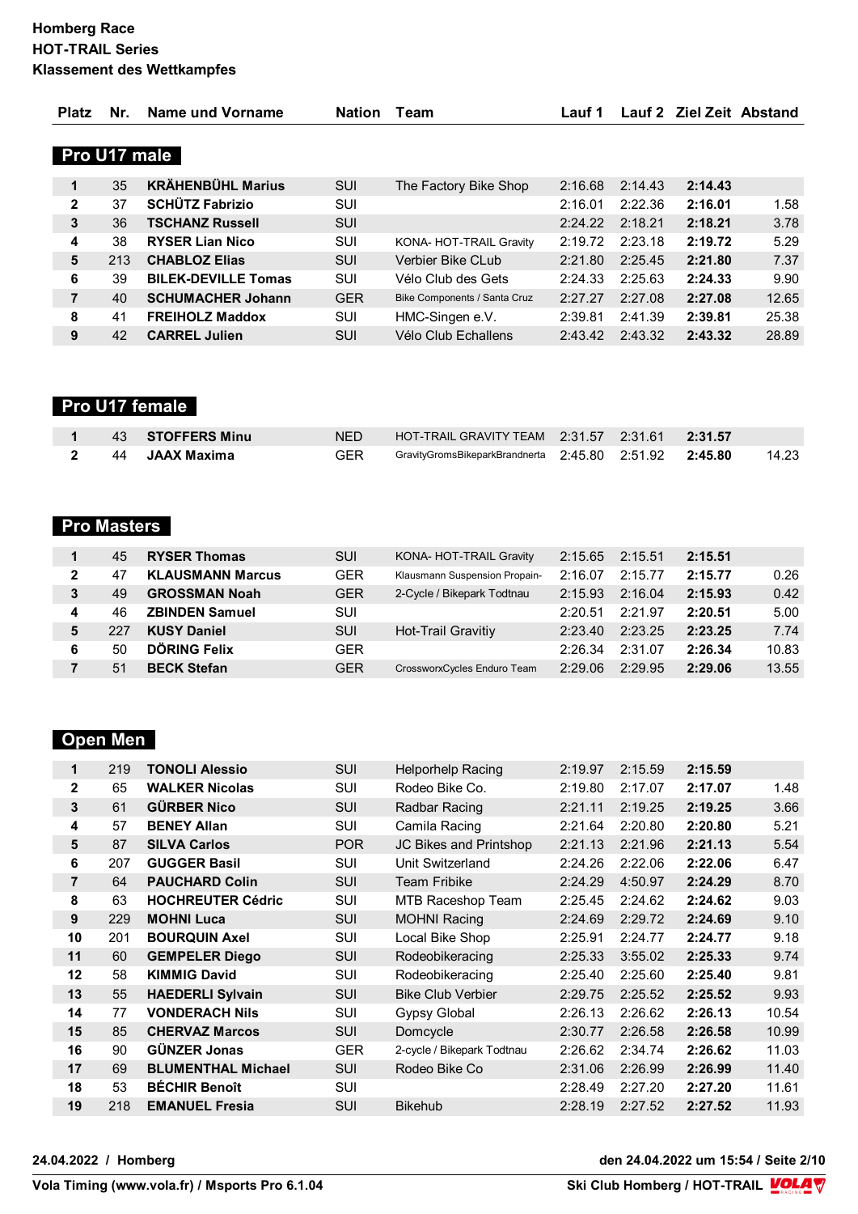**Homberg Race**
**HOT-TRAIL Series**
**Klassement des Wettkampfes**

## Pro U17 male

| Platz | Nr. | Name und Vorname | Nation | Team | Lauf 1 | Lauf 2 | Ziel Zeit | Abstand |
|---|---|---|---|---|---|---|---|---|
| 1 | 35 | **KRÄHENBÜHL Marius** | SUI | The Factory Bike Shop | 2:16.68 | 2:14.43 | **2:14.43** | |
| 2 | 37 | **SCHÜTZ Fabrizio** | SUI | | 2:16.01 | 2:22.36 | **2:16.01** | 1.58 |
| 3 | 36 | **TSCHANZ Russell** | SUI | | 2:24.22 | 2:18.21 | **2:18.21** | 3.78 |
| 4 | 38 | **RYSER Lian Nico** | SUI | KONA- HOT-TRAIL Gravity | 2:19.72 | 2:23.18 | **2:19.72** | 5.29 |
| 5 | 213 | **CHABLOZ Elias** | SUI | Verbier Bike CLub | 2:21.80 | 2:25.45 | **2:21.80** | 7.37 |
| 6 | 39 | **BILEK-DEVILLE Tomas** | SUI | Vélo Club des Gets | 2:24.33 | 2:25.63 | **2:24.33** | 9.90 |
| 7 | 40 | **SCHUMACHER Johann** | GER | Bike Components / Santa Cruz | 2:27.27 | 2:27.08 | **2:27.08** | 12.65 |
| 8 | 41 | **FREIHOLZ Maddox** | SUI | HMC-Singen e.V. | 2:39.81 | 2:41.39 | **2:39.81** | 25.38 |
| 9 | 42 | **CARREL Julien** | SUI | Vélo Club Echallens | 2:43.42 | 2:43.32 | **2:43.32** | 28.89 |

## Pro U17 female

| Platz | Nr. | Name und Vorname | Nation | Team | Lauf 1 | Lauf 2 | Ziel Zeit | Abstand |
|---|---|---|---|---|---|---|---|---|
| 1 | 43 | **STOFFERS Minu** | NED | HOT-TRAIL GRAVITY TEAM | 2:31.57 | 2:31.61 | **2:31.57** | |
| 2 | 44 | **JAAX Maxima** | GER | GravityGromsBikeparkBrandnerta | 2:45.80 | 2:51.92 | **2:45.80** | 14.23 |

## Pro Masters

| Platz | Nr. | Name und Vorname | Nation | Team | Lauf 1 | Lauf 2 | Ziel Zeit | Abstand |
|---|---|---|---|---|---|---|---|---|
| 1 | 45 | **RYSER Thomas** | SUI | KONA- HOT-TRAIL Gravity | 2:15.65 | 2:15.51 | **2:15.51** | |
| 2 | 47 | **KLAUSMANN Marcus** | GER | Klausmann Suspension Propain- | 2:16.07 | 2:15.77 | **2:15.77** | 0.26 |
| 3 | 49 | **GROSSMAN Noah** | GER | 2-Cycle / Bikepark Todtnau | 2:15.93 | 2:16.04 | **2:15.93** | 0.42 |
| 4 | 46 | **ZBINDEN Samuel** | SUI | | 2:20.51 | 2:21.97 | **2:20.51** | 5.00 |
| 5 | 227 | **KUSY Daniel** | SUI | Hot-Trail Gravitiy | 2:23.40 | 2:23.25 | **2:23.25** | 7.74 |
| 6 | 50 | **DÖRING Felix** | GER | | 2:26.34 | 2:31.07 | **2:26.34** | 10.83 |
| 7 | 51 | **BECK Stefan** | GER | CrossworxCycles Enduro Team | 2:29.06 | 2:29.95 | **2:29.06** | 13.55 |

## Open Men

| Platz | Nr. | Name und Vorname | Nation | Team | Lauf 1 | Lauf 2 | Ziel Zeit | Abstand |
|---|---|---|---|---|---|---|---|---|
| 1 | 219 | **TONOLI Alessio** | SUI | Helporhelp Racing | 2:19.97 | 2:15.59 | **2:15.59** | |
| 2 | 65 | **WALKER Nicolas** | SUI | Rodeo Bike Co. | 2:19.80 | 2:17.07 | **2:17.07** | 1.48 |
| 3 | 61 | **GÜRBER Nico** | SUI | Radbar Racing | 2:21.11 | 2:19.25 | **2:19.25** | 3.66 |
| 4 | 57 | **BENEY Allan** | SUI | Camila Racing | 2:21.64 | 2:20.80 | **2:20.80** | 5.21 |
| 5 | 87 | **SILVA Carlos** | POR | JC Bikes and Printshop | 2:21.13 | 2:21.96 | **2:21.13** | 5.54 |
| 6 | 207 | **GUGGER Basil** | SUI | Unit Switzerland | 2:24.26 | 2:22.06 | **2:22.06** | 6.47 |
| 7 | 64 | **PAUCHARD Colin** | SUI | Team Fribike | 2:24.29 | 4:50.97 | **2:24.29** | 8.70 |
| 8 | 63 | **HOCHREUTER Cédric** | SUI | MTB Raceshop Team | 2:25.45 | 2:24.62 | **2:24.62** | 9.03 |
| 9 | 229 | **MOHNI Luca** | SUI | MOHNI Racing | 2:24.69 | 2:29.72 | **2:24.69** | 9.10 |
| 10 | 201 | **BOURQUIN Axel** | SUI | Local Bike Shop | 2:25.91 | 2:24.77 | **2:24.77** | 9.18 |
| 11 | 60 | **GEMPELER Diego** | SUI | Rodeobikeracing | 2:25.33 | 3:55.02 | **2:25.33** | 9.74 |
| 12 | 58 | **KIMMIG David** | SUI | Rodeobikeracing | 2:25.40 | 2:25.60 | **2:25.40** | 9.81 |
| 13 | 55 | **HAEDERLI Sylvain** | SUI | Bike Club Verbier | 2:29.75 | 2:25.52 | **2:25.52** | 9.93 |
| 14 | 77 | **VONDERACH Nils** | SUI | Gypsy Global | 2:26.13 | 2:26.62 | **2:26.13** | 10.54 |
| 15 | 85 | **CHERVAZ Marcos** | SUI | Domcycle | 2:30.77 | 2:26.58 | **2:26.58** | 10.99 |
| 16 | 90 | **GÜNZER Jonas** | GER | 2-cycle / Bikepark Todtnau | 2:26.62 | 2:34.74 | **2:26.62** | 11.03 |
| 17 | 69 | **BLUMENTHAL Michael** | SUI | Rodeo Bike Co | 2:31.06 | 2:26.99 | **2:26.99** | 11.40 |
| 18 | 53 | **BÉCHIR Benoît** | SUI | | 2:28.49 | 2:27.20 | **2:27.20** | 11.61 |
| 19 | 218 | **EMANUEL Fresia** | SUI | Bikehub | 2:28.19 | 2:27.52 | **2:27.52** | 11.93 |

**24.04.2022 / Homberg** **den 24.04.2022 um 15:54 / Seite 2/10**

**Vola Timing (www.vola.fr) / Msports Pro 6.1.04** **Ski Club Homberg / HOT-TRAIL**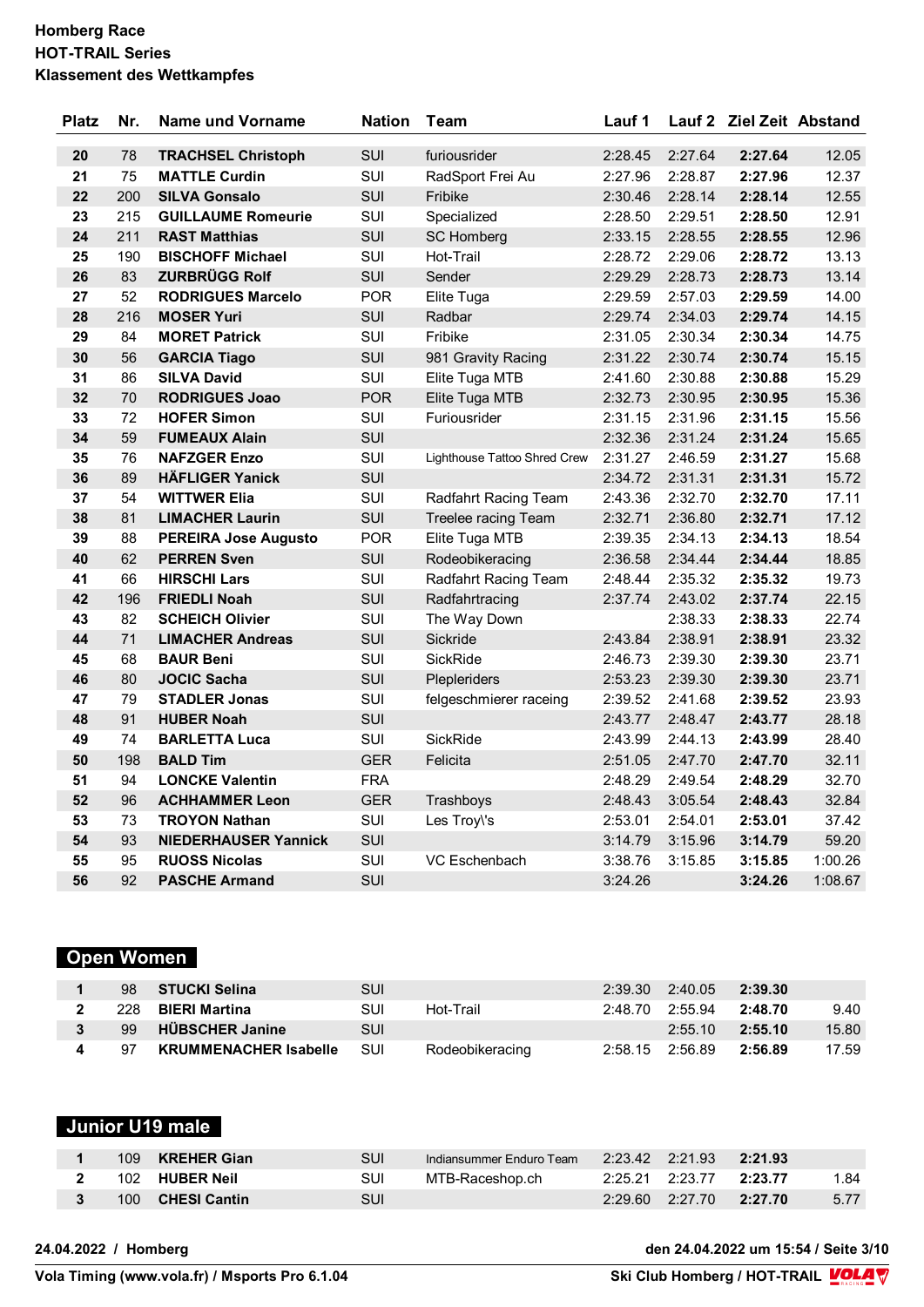**Homberg Race**
**HOT-TRAIL Series**
**Klassement des Wettkampfes**

| Platz | Nr. | Name und Vorname | Nation | Team | Lauf 1 | Lauf 2 | Ziel Zeit | Abstand |
|---|---|---|---|---|---|---|---|---|
| **20** | 78 | **TRACHSEL Christoph** | SUI | furiousrider | 2:28.45 | 2:27.64 | **2:27.64** | 12.05 |
| **21** | 75 | **MATTLE Curdin** | SUI | RadSport Frei Au | 2:27.96 | 2:28.87 | **2:27.96** | 12.37 |
| **22** | 200 | **SILVA Gonsalo** | SUI | Fribike | 2:30.46 | 2:28.14 | **2:28.14** | 12.55 |
| **23** | 215 | **GUILLAUME Romeurie** | SUI | Specialized | 2:28.50 | 2:29.51 | **2:28.50** | 12.91 |
| **24** | 211 | **RAST Matthias** | SUI | SC Homberg | 2:33.15 | 2:28.55 | **2:28.55** | 12.96 |
| **25** | 190 | **BISCHOFF Michael** | SUI | Hot-Trail | 2:28.72 | 2:29.06 | **2:28.72** | 13.13 |
| **26** | 83 | **ZURBRÜGG Rolf** | SUI | Sender | 2:29.29 | 2:28.73 | **2:28.73** | 13.14 |
| **27** | 52 | **RODRIGUES Marcelo** | POR | Elite Tuga | 2:29.59 | 2:57.03 | **2:29.59** | 14.00 |
| **28** | 216 | **MOSER Yuri** | SUI | Radbar | 2:29.74 | 2:34.03 | **2:29.74** | 14.15 |
| **29** | 84 | **MORET Patrick** | SUI | Fribike | 2:31.05 | 2:30.34 | **2:30.34** | 14.75 |
| **30** | 56 | **GARCIA Tiago** | SUI | 981 Gravity Racing | 2:31.22 | 2:30.74 | **2:30.74** | 15.15 |
| **31** | 86 | **SILVA David** | SUI | Elite Tuga MTB | 2:41.60 | 2:30.88 | **2:30.88** | 15.29 |
| **32** | 70 | **RODRIGUES Joao** | POR | Elite Tuga MTB | 2:32.73 | 2:30.95 | **2:30.95** | 15.36 |
| **33** | 72 | **HOFER Simon** | SUI | Furiousrider | 2:31.15 | 2:31.96 | **2:31.15** | 15.56 |
| **34** | 59 | **FUMEAUX Alain** | SUI | | 2:32.36 | 2:31.24 | **2:31.24** | 15.65 |
| **35** | 76 | **NAFZGER Enzo** | SUI | Lighthouse Tattoo Shred Crew | 2:31.27 | 2:46.59 | **2:31.27** | 15.68 |
| **36** | 89 | **HÄFLIGER Yanick** | SUI | | 2:34.72 | 2:31.31 | **2:31.31** | 15.72 |
| **37** | 54 | **WITTWER Elia** | SUI | Radfahrt Racing Team | 2:43.36 | 2:32.70 | **2:32.70** | 17.11 |
| **38** | 81 | **LIMACHER Laurin** | SUI | Treelee racing Team | 2:32.71 | 2:36.80 | **2:32.71** | 17.12 |
| **39** | 88 | **PEREIRA Jose Augusto** | POR | Elite Tuga MTB | 2:39.35 | 2:34.13 | **2:34.13** | 18.54 |
| **40** | 62 | **PERREN Sven** | SUI | Rodeobikeracing | 2:36.58 | 2:34.44 | **2:34.44** | 18.85 |
| **41** | 66 | **HIRSCHI Lars** | SUI | Radfahrt Racing Team | 2:48.44 | 2:35.32 | **2:35.32** | 19.73 |
| **42** | 196 | **FRIEDLI Noah** | SUI | Radfahrtracing | 2:37.74 | 2:43.02 | **2:37.74** | 22.15 |
| **43** | 82 | **SCHEICH Olivier** | SUI | The Way Down | | 2:38.33 | **2:38.33** | 22.74 |
| **44** | 71 | **LIMACHER Andreas** | SUI | Sickride | 2:43.84 | 2:38.91 | **2:38.91** | 23.32 |
| **45** | 68 | **BAUR Beni** | SUI | SickRide | 2:46.73 | 2:39.30 | **2:39.30** | 23.71 |
| **46** | 80 | **JOCIC Sacha** | SUI | Plepleriders | 2:53.23 | 2:39.30 | **2:39.30** | 23.71 |
| **47** | 79 | **STADLER Jonas** | SUI | felgeschmierer raceing | 2:39.52 | 2:41.68 | **2:39.52** | 23.93 |
| **48** | 91 | **HUBER Noah** | SUI | | 2:43.77 | 2:48.47 | **2:43.77** | 28.18 |
| **49** | 74 | **BARLETTA Luca** | SUI | SickRide | 2:43.99 | 2:44.13 | **2:43.99** | 28.40 |
| **50** | 198 | **BALD Tim** | GER | Felicita | 2:51.05 | 2:47.70 | **2:47.70** | 32.11 |
| **51** | 94 | **LONCKE Valentin** | FRA | | 2:48.29 | 2:49.54 | **2:48.29** | 32.70 |
| **52** | 96 | **ACHHAMMER Leon** | GER | Trashboys | 2:48.43 | 3:05.54 | **2:48.43** | 32.84 |
| **53** | 73 | **TROYON Nathan** | SUI | Les Troy\'s | 2:53.01 | 2:54.01 | **2:53.01** | 37.42 |
| **54** | 93 | **NIEDERHAUSER Yannick** | SUI | | 3:14.79 | 3:15.96 | **3:14.79** | 59.20 |
| **55** | 95 | **RUOSS Nicolas** | SUI | VC Eschenbach | 3:38.76 | 3:15.85 | **3:15.85** | 1:00.26 |
| **56** | 92 | **PASCHE Armand** | SUI | | 3:24.26 | | **3:24.26** | 1:08.67 |

## Open Women

| Platz | Nr. | Name und Vorname | Nation | Team | Lauf 1 | Lauf 2 | Ziel Zeit | Abstand |
|---|---|---|---|---|---|---|---|---|
| **1** | 98 | **STUCKI Selina** | SUI | | 2:39.30 | 2:40.05 | **2:39.30** | |
| **2** | 228 | **BIERI Martina** | SUI | Hot-Trail | 2:48.70 | 2:55.94 | **2:48.70** | 9.40 |
| **3** | 99 | **HÜBSCHER Janine** | SUI | | | 2:55.10 | **2:55.10** | 15.80 |
| **4** | 97 | **KRUMMENACHER Isabelle** | SUI | Rodeobikeracing | 2:58.15 | 2:56.89 | **2:56.89** | 17.59 |

## Junior U19 male

| Platz | Nr. | Name und Vorname | Nation | Team | Lauf 1 | Lauf 2 | Ziel Zeit | Abstand |
|---|---|---|---|---|---|---|---|---|
| **1** | 109 | **KREHER Gian** | SUI | Indiansummer Enduro Team | 2:23.42 | 2:21.93 | **2:21.93** | |
| **2** | 102 | **HUBER Neil** | SUI | MTB-Raceshop.ch | 2:25.21 | 2:23.77 | **2:23.77** | 1.84 |
| **3** | 100 | **CHESI Cantin** | SUI | | 2:29.60 | 2:27.70 | **2:27.70** | 5.77 |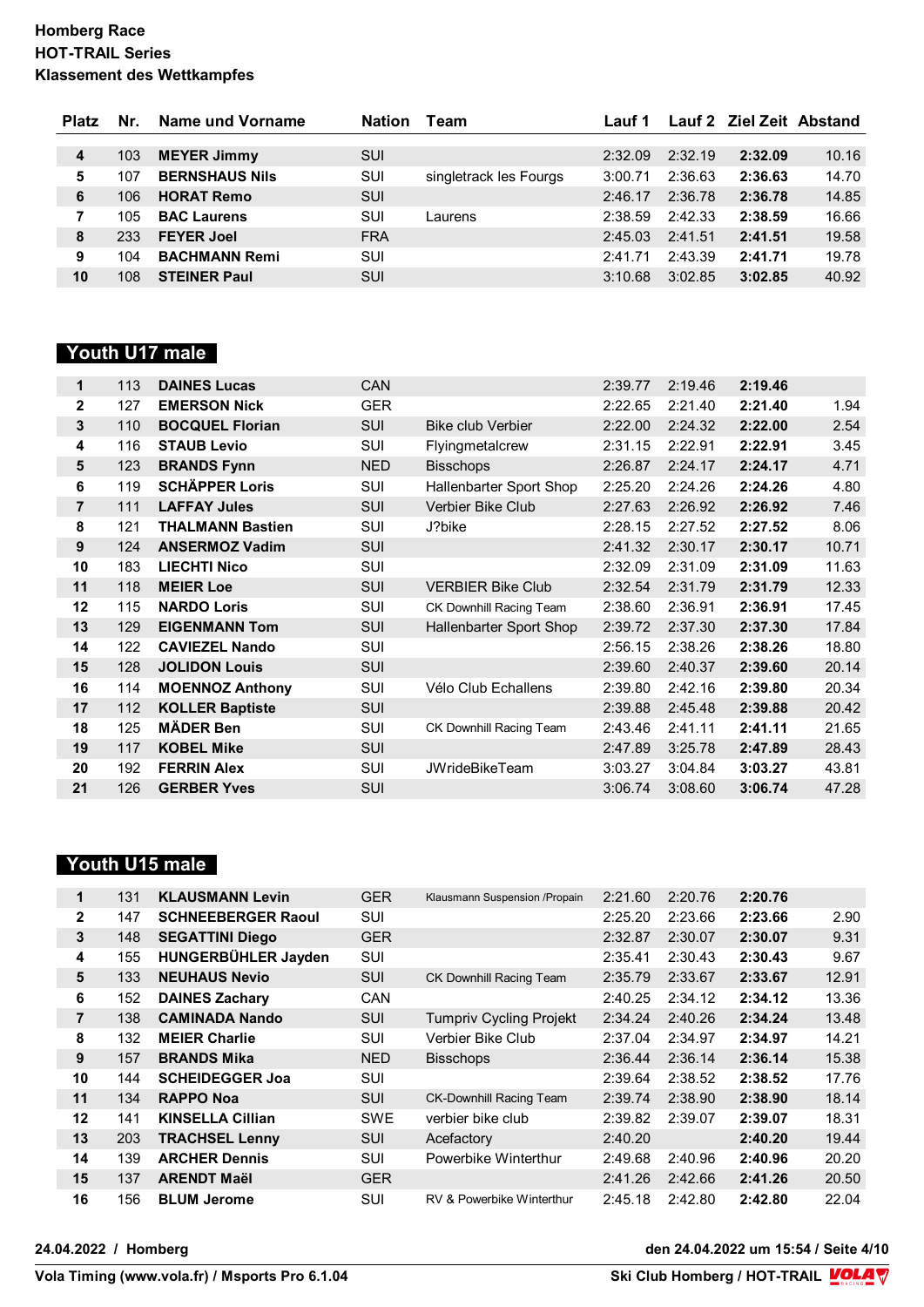**Homberg Race**
**HOT-TRAIL Series**
**Klassement des Wettkampfes**

| Platz | Nr. | Name und Vorname | Nation | Team | Lauf 1 | Lauf 2 | Ziel Zeit | Abstand |
|---|---|---|---|---|---|---|---|---|
| **4** | 103 | **MEYER Jimmy** | SUI | | 2:32.09 | 2:32.19 | **2:32.09** | 10.16 |
| **5** | 107 | **BERNSHAUS Nils** | SUI | singletrack les Fourgs | 3:00.71 | 2:36.63 | **2:36.63** | 14.70 |
| **6** | 106 | **HORAT Remo** | SUI | | 2:46.17 | 2:36.78 | **2:36.78** | 14.85 |
| **7** | 105 | **BAC Laurens** | SUI | Laurens | 2:38.59 | 2:42.33 | **2:38.59** | 16.66 |
| **8** | 233 | **FEYER Joel** | FRA | | 2:45.03 | 2:41.51 | **2:41.51** | 19.58 |
| **9** | 104 | **BACHMANN Remi** | SUI | | 2:41.71 | 2:43.39 | **2:41.71** | 19.78 |
| **10** | 108 | **STEINER Paul** | SUI | | 3:10.68 | 3:02.85 | **3:02.85** | 40.92 |

## Youth U17 male

| Platz | Nr. | Name und Vorname | Nation | Team | Lauf 1 | Lauf 2 | Ziel Zeit | Abstand |
|---|---|---|---|---|---|---|---|---|
| **1** | 113 | **DAINES Lucas** | CAN | | 2:39.77 | 2:19.46 | **2:19.46** | |
| **2** | 127 | **EMERSON Nick** | GER | | 2:22.65 | 2:21.40 | **2:21.40** | 1.94 |
| **3** | 110 | **BOCQUEL Florian** | SUI | Bike club Verbier | 2:22.00 | 2:24.32 | **2:22.00** | 2.54 |
| **4** | 116 | **STAUB Levio** | SUI | Flyingmetalcrew | 2:31.15 | 2:22.91 | **2:22.91** | 3.45 |
| **5** | 123 | **BRANDS Fynn** | NED | Bisschops | 2:26.87 | 2:24.17 | **2:24.17** | 4.71 |
| **6** | 119 | **SCHÄPPER Loris** | SUI | Hallenbarter Sport Shop | 2:25.20 | 2:24.26 | **2:24.26** | 4.80 |
| **7** | 111 | **LAFFAY Jules** | SUI | Verbier Bike Club | 2:27.63 | 2:26.92 | **2:26.92** | 7.46 |
| **8** | 121 | **THALMANN Bastien** | SUI | J?bike | 2:28.15 | 2:27.52 | **2:27.52** | 8.06 |
| **9** | 124 | **ANSERMOZ Vadim** | SUI | | 2:41.32 | 2:30.17 | **2:30.17** | 10.71 |
| **10** | 183 | **LIECHTI Nico** | SUI | | 2:32.09 | 2:31.09 | **2:31.09** | 11.63 |
| **11** | 118 | **MEIER Loe** | SUI | VERBIER Bike Club | 2:32.54 | 2:31.79 | **2:31.79** | 12.33 |
| **12** | 115 | **NARDO Loris** | SUI | CK Downhill Racing Team | 2:38.60 | 2:36.91 | **2:36.91** | 17.45 |
| **13** | 129 | **EIGENMANN Tom** | SUI | Hallenbarter Sport Shop | 2:39.72 | 2:37.30 | **2:37.30** | 17.84 |
| **14** | 122 | **CAVIEZEL Nando** | SUI | | 2:56.15 | 2:38.26 | **2:38.26** | 18.80 |
| **15** | 128 | **JOLIDON Louis** | SUI | | 2:39.60 | 2:40.37 | **2:39.60** | 20.14 |
| **16** | 114 | **MOENNOZ Anthony** | SUI | Vélo Club Echallens | 2:39.80 | 2:42.16 | **2:39.80** | 20.34 |
| **17** | 112 | **KOLLER Baptiste** | SUI | | 2:39.88 | 2:45.48 | **2:39.88** | 20.42 |
| **18** | 125 | **MÄDER Ben** | SUI | CK Downhill Racing Team | 2:43.46 | 2:41.11 | **2:41.11** | 21.65 |
| **19** | 117 | **KOBEL Mike** | SUI | | 2:47.89 | 3:25.78 | **2:47.89** | 28.43 |
| **20** | 192 | **FERRIN Alex** | SUI | JWrideBikeTeam | 3:03.27 | 3:04.84 | **3:03.27** | 43.81 |
| **21** | 126 | **GERBER Yves** | SUI | | 3:06.74 | 3:08.60 | **3:06.74** | 47.28 |

## Youth U15 male

| Platz | Nr. | Name und Vorname | Nation | Team | Lauf 1 | Lauf 2 | Ziel Zeit | Abstand |
|---|---|---|---|---|---|---|---|---|
| **1** | 131 | **KLAUSMANN Levin** | GER | Klausmann Suspension /Propain | 2:21.60 | 2:20.76 | **2:20.76** | |
| **2** | 147 | **SCHNEEBERGER Raoul** | SUI | | 2:25.20 | 2:23.66 | **2:23.66** | 2.90 |
| **3** | 148 | **SEGATTINI Diego** | GER | | 2:32.87 | 2:30.07 | **2:30.07** | 9.31 |
| **4** | 155 | **HUNGERBÜHLER Jayden** | SUI | | 2:35.41 | 2:30.43 | **2:30.43** | 9.67 |
| **5** | 133 | **NEUHAUS Nevio** | SUI | CK Downhill Racing Team | 2:35.79 | 2:33.67 | **2:33.67** | 12.91 |
| **6** | 152 | **DAINES Zachary** | CAN | | 2:40.25 | 2:34.12 | **2:34.12** | 13.36 |
| **7** | 138 | **CAMINADA Nando** | SUI | Tumpriv Cycling Projekt | 2:34.24 | 2:40.26 | **2:34.24** | 13.48 |
| **8** | 132 | **MEIER Charlie** | SUI | Verbier Bike Club | 2:37.04 | 2:34.97 | **2:34.97** | 14.21 |
| **9** | 157 | **BRANDS Mika** | NED | Bisschops | 2:36.44 | 2:36.14 | **2:36.14** | 15.38 |
| **10** | 144 | **SCHEIDEGGER Joa** | SUI | | 2:39.64 | 2:38.52 | **2:38.52** | 17.76 |
| **11** | 134 | **RAPPO Noa** | SUI | CK-Downhill Racing Team | 2:39.74 | 2:38.90 | **2:38.90** | 18.14 |
| **12** | 141 | **KINSELLA Cillian** | SWE | verbier bike club | 2:39.82 | 2:39.07 | **2:39.07** | 18.31 |
| **13** | 203 | **TRACHSEL Lenny** | SUI | Acefactory | 2:40.20 | | **2:40.20** | 19.44 |
| **14** | 139 | **ARCHER Dennis** | SUI | Powerbike Winterthur | 2:49.68 | 2:40.96 | **2:40.96** | 20.20 |
| **15** | 137 | **ARENDT Maël** | GER | | 2:41.26 | 2:42.66 | **2:41.26** | 20.50 |
| **16** | 156 | **BLUM Jerome** | SUI | RV & Powerbike Winterthur | 2:45.18 | 2:42.80 | **2:42.80** | 22.04 |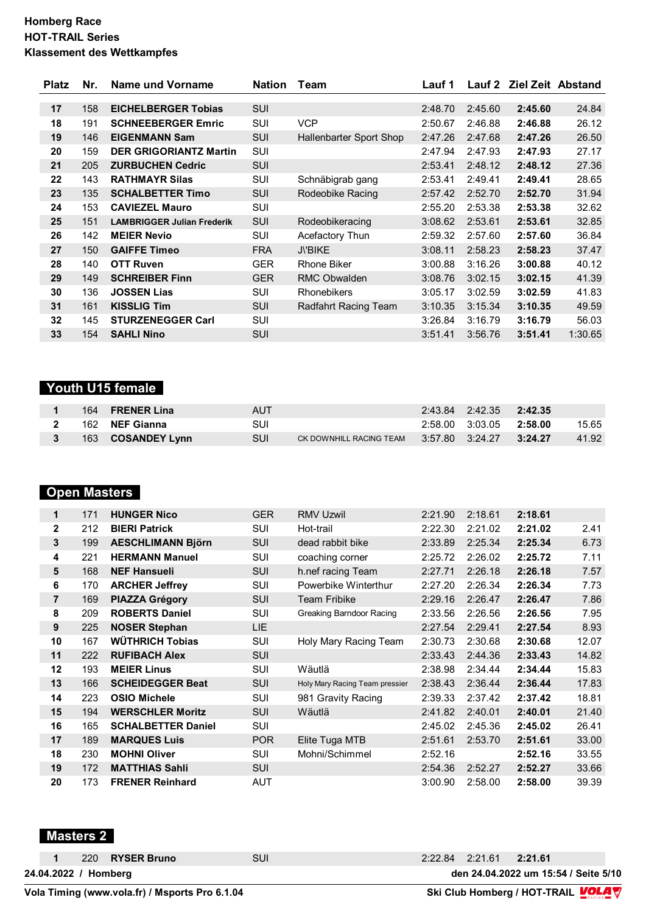**Homberg Race**
**HOT-TRAIL Series**
**Klassement des Wettkampfes**

| Platz | Nr. | Name und Vorname | Nation | Team | Lauf 1 | Lauf 2 | Ziel Zeit | Abstand |
|---|---|---|---|---|---|---|---|---|
| **17** | 158 | **EICHELBERGER Tobias** | SUI | | 2:48.70 | 2:45.60 | **2:45.60** | 24.84 |
| **18** | 191 | **SCHNEEBERGER Emric** | SUI | VCP | 2:50.67 | 2:46.88 | **2:46.88** | 26.12 |
| **19** | 146 | **EIGENMANN Sam** | SUI | Hallenbarter Sport Shop | 2:47.26 | 2:47.68 | **2:47.26** | 26.50 |
| **20** | 159 | **DER GRIGORIANTZ Martin** | SUI | | 2:47.94 | 2:47.93 | **2:47.93** | 27.17 |
| **21** | 205 | **ZURBUCHEN Cedric** | SUI | | 2:53.41 | 2:48.12 | **2:48.12** | 27.36 |
| **22** | 143 | **RATHMAYR Silas** | SUI | Schnäbigrab gang | 2:53.41 | 2:49.41 | **2:49.41** | 28.65 |
| **23** | 135 | **SCHALBETTER Timo** | SUI | Rodeobike Racing | 2:57.42 | 2:52.70 | **2:52.70** | 31.94 |
| **24** | 153 | **CAVIEZEL Mauro** | SUI | | 2:55.20 | 2:53.38 | **2:53.38** | 32.62 |
| **25** | 151 | **LAMBRIGGER Julian Frederik** | SUI | Rodeobikeracing | 3:08.62 | 2:53.61 | **2:53.61** | 32.85 |
| **26** | 142 | **MEIER Nevio** | SUI | Acefactory Thun | 2:59.32 | 2:57.60 | **2:57.60** | 36.84 |
| **27** | 150 | **GAIFFE Timeo** | FRA | J\'BIKE | 3:08.11 | 2:58.23 | **2:58.23** | 37.47 |
| **28** | 140 | **OTT Ruven** | GER | Rhone Biker | 3:00.88 | 3:16.26 | **3:00.88** | 40.12 |
| **29** | 149 | **SCHREIBER Finn** | GER | RMC Obwalden | 3:08.76 | 3:02.15 | **3:02.15** | 41.39 |
| **30** | 136 | **JOSSEN Lias** | SUI | Rhonebikers | 3:05.17 | 3:02.59 | **3:02.59** | 41.83 |
| **31** | 161 | **KISSLIG Tim** | SUI | Radfahrt Racing Team | 3:10.35 | 3:15.34 | **3:10.35** | 49.59 |
| **32** | 145 | **STURZENEGGER Carl** | SUI | | 3:26.84 | 3:16.79 | **3:16.79** | 56.03 |
| **33** | 154 | **SAHLI Nino** | SUI | | 3:51.41 | 3:56.76 | **3:51.41** | 1:30.65 |

## Youth U15 female

| Platz | Nr. | Name und Vorname | Nation | Team | Lauf 1 | Lauf 2 | Ziel Zeit | Abstand |
|---|---|---|---|---|---|---|---|---|
| **1** | 164 | **FRENER Lina** | AUT | | 2:43.84 | 2:42.35 | **2:42.35** | |
| **2** | 162 | **NEF Gianna** | SUI | | 2:58.00 | 3:03.05 | **2:58.00** | 15.65 |
| **3** | 163 | **COSANDEY Lynn** | SUI | CK DOWNHILL RACING TEAM | 3:57.80 | 3:24.27 | **3:24.27** | 41.92 |

## Open Masters

| Platz | Nr. | Name und Vorname | Nation | Team | Lauf 1 | Lauf 2 | Ziel Zeit | Abstand |
|---|---|---|---|---|---|---|---|---|
| **1** | 171 | **HUNGER Nico** | GER | RMV Uzwil | 2:21.90 | 2:18.61 | **2:18.61** | |
| **2** | 212 | **BIERI Patrick** | SUI | Hot-trail | 2:22.30 | 2:21.02 | **2:21.02** | 2.41 |
| **3** | 199 | **AESCHLIMANN Björn** | SUI | dead rabbit bike | 2:33.89 | 2:25.34 | **2:25.34** | 6.73 |
| **4** | 221 | **HERMANN Manuel** | SUI | coaching corner | 2:25.72 | 2:26.02 | **2:25.72** | 7.11 |
| **5** | 168 | **NEF Hansueli** | SUI | h.nef racing Team | 2:27.71 | 2:26.18 | **2:26.18** | 7.57 |
| **6** | 170 | **ARCHER Jeffrey** | SUI | Powerbike Winterthur | 2:27.20 | 2:26.34 | **2:26.34** | 7.73 |
| **7** | 169 | **PIAZZA Grégory** | SUI | Team Fribike | 2:29.16 | 2:26.47 | **2:26.47** | 7.86 |
| **8** | 209 | **ROBERTS Daniel** | SUI | Greaking Barndoor Racing | 2:33.56 | 2:26.56 | **2:26.56** | 7.95 |
| **9** | 225 | **NOSER Stephan** | LIE | | 2:27.54 | 2:29.41 | **2:27.54** | 8.93 |
| **10** | 167 | **WÜTHRICH Tobias** | SUI | Holy Mary Racing Team | 2:30.73 | 2:30.68 | **2:30.68** | 12.07 |
| **11** | 222 | **RUFIBACH Alex** | SUI | | 2:33.43 | 2:44.36 | **2:33.43** | 14.82 |
| **12** | 193 | **MEIER Linus** | SUI | Wäutlä | 2:38.98 | 2:34.44 | **2:34.44** | 15.83 |
| **13** | 166 | **SCHEIDEGGER Beat** | SUI | Holy Mary Racing Team pressier | 2:38.43 | 2:36.44 | **2:36.44** | 17.83 |
| **14** | 223 | **OSIO Michele** | SUI | 981 Gravity Racing | 2:39.33 | 2:37.42 | **2:37.42** | 18.81 |
| **15** | 194 | **WERSCHLER Moritz** | SUI | Wäutlä | 2:41.82 | 2:40.01 | **2:40.01** | 21.40 |
| **16** | 165 | **SCHALBETTER Daniel** | SUI | | 2:45.02 | 2:45.36 | **2:45.02** | 26.41 |
| **17** | 189 | **MARQUES Luis** | POR | Elite Tuga MTB | 2:51.61 | 2:53.70 | **2:51.61** | 33.00 |
| **18** | 230 | **MOHNI Oliver** | SUI | Mohni/Schimmel | 2:52.16 | | **2:52.16** | 33.55 |
| **19** | 172 | **MATTHIAS Sahli** | SUI | | 2:54.36 | 2:52.27 | **2:52.27** | 33.66 |
| **20** | 173 | **FRENER Reinhard** | AUT | | 3:00.90 | 2:58.00 | **2:58.00** | 39.39 |

## Masters 2

| Platz | Nr. | Name und Vorname | Nation | Team | Lauf 1 | Lauf 2 | Ziel Zeit | Abstand |
|---|---|---|---|---|---|---|---|---|
| **1** | 220 | **RYSER Bruno** | SUI | | 2:22.84 | 2:21.61 | **2:21.61** | |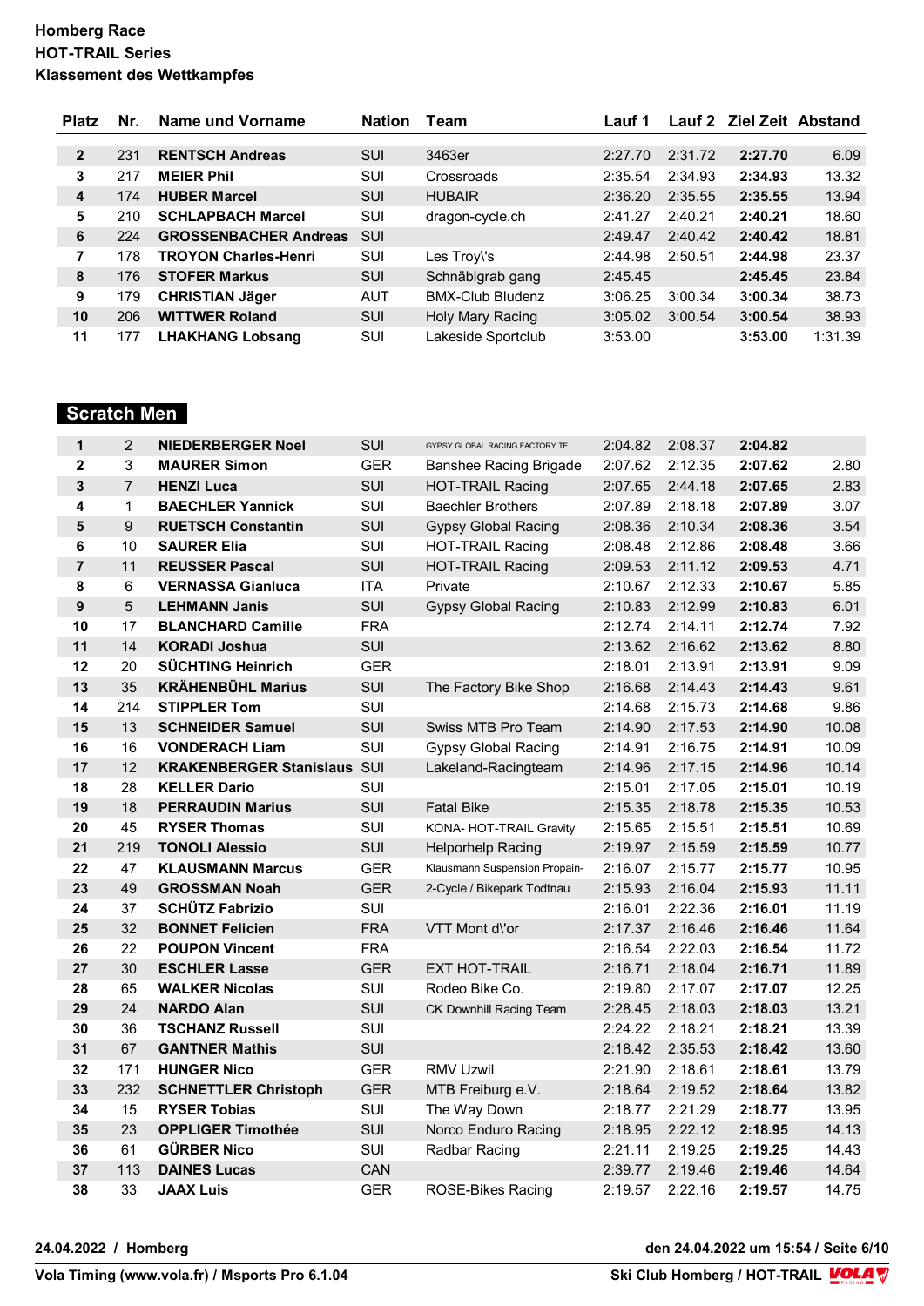**Homberg Race**
**HOT-TRAIL Series**
**Klassement des Wettkampfes**

| Platz | Nr. | Name und Vorname | Nation | Team | Lauf 1 | Lauf 2 | Ziel Zeit | Abstand |
|---|---|---|---|---|---|---|---|---|
| 2 | 231 | **RENTSCH Andreas** | SUI | 3463er | 2:27.70 | 2:31.72 | **2:27.70** | 6.09 |
| 3 | 217 | **MEIER Phil** | SUI | Crossroads | 2:35.54 | 2:34.93 | **2:34.93** | 13.32 |
| 4 | 174 | **HUBER Marcel** | SUI | HUBAIR | 2:36.20 | 2:35.55 | **2:35.55** | 13.94 |
| 5 | 210 | **SCHLAPBACH Marcel** | SUI | dragon-cycle.ch | 2:41.27 | 2:40.21 | **2:40.21** | 18.60 |
| 6 | 224 | **GROSSENBACHER Andreas** | SUI | | 2:49.47 | 2:40.42 | **2:40.42** | 18.81 |
| 7 | 178 | **TROYON Charles-Henri** | SUI | Les Troy\'s | 2:44.98 | 2:50.51 | **2:44.98** | 23.37 |
| 8 | 176 | **STOFER Markus** | SUI | Schnäbigrab gang | 2:45.45 | | **2:45.45** | 23.84 |
| 9 | 179 | **CHRISTIAN Jäger** | AUT | BMX-Club Bludenz | 3:06.25 | 3:00.34 | **3:00.34** | 38.73 |
| 10 | 206 | **WITTWER Roland** | SUI | Holy Mary Racing | 3:05.02 | 3:00.54 | **3:00.54** | 38.93 |
| 11 | 177 | **LHAKHANG Lobsang** | SUI | Lakeside Sportclub | 3:53.00 | | **3:53.00** | 1:31.39 |

## Scratch Men

| Platz | Nr. | Name und Vorname | Nation | Team | Lauf 1 | Lauf 2 | Ziel Zeit | Abstand |
|---|---|---|---|---|---|---|---|---|
| 1 | 2 | **NIEDERBERGER Noel** | SUI | GYPSY GLOBAL RACING FACTORY TE | 2:04.82 | 2:08.37 | **2:04.82** | |
| 2 | 3 | **MAURER Simon** | GER | Banshee Racing Brigade | 2:07.62 | 2:12.35 | **2:07.62** | 2.80 |
| 3 | 7 | **HENZI Luca** | SUI | HOT-TRAIL Racing | 2:07.65 | 2:44.18 | **2:07.65** | 2.83 |
| 4 | 1 | **BAECHLER Yannick** | SUI | Baechler Brothers | 2:07.89 | 2:18.18 | **2:07.89** | 3.07 |
| 5 | 9 | **RUETSCH Constantin** | SUI | Gypsy Global Racing | 2:08.36 | 2:10.34 | **2:08.36** | 3.54 |
| 6 | 10 | **SAURER Elia** | SUI | HOT-TRAIL Racing | 2:08.48 | 2:12.86 | **2:08.48** | 3.66 |
| 7 | 11 | **REUSSER Pascal** | SUI | HOT-TRAIL Racing | 2:09.53 | 2:11.12 | **2:09.53** | 4.71 |
| 8 | 6 | **VERNASSA Gianluca** | ITA | Private | 2:10.67 | 2:12.33 | **2:10.67** | 5.85 |
| 9 | 5 | **LEHMANN Janis** | SUI | Gypsy Global Racing | 2:10.83 | 2:12.99 | **2:10.83** | 6.01 |
| 10 | 17 | **BLANCHARD Camille** | FRA | | 2:12.74 | 2:14.11 | **2:12.74** | 7.92 |
| 11 | 14 | **KORADI Joshua** | SUI | | 2:13.62 | 2:16.62 | **2:13.62** | 8.80 |
| 12 | 20 | **SÜCHTING Heinrich** | GER | | 2:18.01 | 2:13.91 | **2:13.91** | 9.09 |
| 13 | 35 | **KRÄHENBÜHL Marius** | SUI | The Factory Bike Shop | 2:16.68 | 2:14.43 | **2:14.43** | 9.61 |
| 14 | 214 | **STIPPLER Tom** | SUI | | 2:14.68 | 2:15.73 | **2:14.68** | 9.86 |
| 15 | 13 | **SCHNEIDER Samuel** | SUI | Swiss MTB Pro Team | 2:14.90 | 2:17.53 | **2:14.90** | 10.08 |
| 16 | 16 | **VONDERACH Liam** | SUI | Gypsy Global Racing | 2:14.91 | 2:16.75 | **2:14.91** | 10.09 |
| 17 | 12 | **KRAKENBERGER Stanislaus** | SUI | Lakeland-Racingteam | 2:14.96 | 2:17.15 | **2:14.96** | 10.14 |
| 18 | 28 | **KELLER Dario** | SUI | | 2:15.01 | 2:17.05 | **2:15.01** | 10.19 |
| 19 | 18 | **PERRAUDIN Marius** | SUI | Fatal Bike | 2:15.35 | 2:18.78 | **2:15.35** | 10.53 |
| 20 | 45 | **RYSER Thomas** | SUI | KONA- HOT-TRAIL Gravity | 2:15.65 | 2:15.51 | **2:15.51** | 10.69 |
| 21 | 219 | **TONOLI Alessio** | SUI | Helporhelp Racing | 2:19.97 | 2:15.59 | **2:15.59** | 10.77 |
| 22 | 47 | **KLAUSMANN Marcus** | GER | Klausmann Suspension Propain- | 2:16.07 | 2:15.77 | **2:15.77** | 10.95 |
| 23 | 49 | **GROSSMAN Noah** | GER | 2-Cycle / Bikepark Todtnau | 2:15.93 | 2:16.04 | **2:15.93** | 11.11 |
| 24 | 37 | **SCHÜTZ Fabrizio** | SUI | | 2:16.01 | 2:22.36 | **2:16.01** | 11.19 |
| 25 | 32 | **BONNET Felicien** | FRA | VTT Mont d\'or | 2:17.37 | 2:16.46 | **2:16.46** | 11.64 |
| 26 | 22 | **POUPON Vincent** | FRA | | 2:16.54 | 2:22.03 | **2:16.54** | 11.72 |
| 27 | 30 | **ESCHLER Lasse** | GER | EXT HOT-TRAIL | 2:16.71 | 2:18.04 | **2:16.71** | 11.89 |
| 28 | 65 | **WALKER Nicolas** | SUI | Rodeo Bike Co. | 2:19.80 | 2:17.07 | **2:17.07** | 12.25 |
| 29 | 24 | **NARDO Alan** | SUI | CK Downhill Racing Team | 2:28.45 | 2:18.03 | **2:18.03** | 13.21 |
| 30 | 36 | **TSCHANZ Russell** | SUI | | 2:24.22 | 2:18.21 | **2:18.21** | 13.39 |
| 31 | 67 | **GANTNER Mathis** | SUI | | 2:18.42 | 2:35.53 | **2:18.42** | 13.60 |
| 32 | 171 | **HUNGER Nico** | GER | RMV Uzwil | 2:21.90 | 2:18.61 | **2:18.61** | 13.79 |
| 33 | 232 | **SCHNETTLER Christoph** | GER | MTB Freiburg e.V. | 2:18.64 | 2:19.52 | **2:18.64** | 13.82 |
| 34 | 15 | **RYSER Tobias** | SUI | The Way Down | 2:18.77 | 2:21.29 | **2:18.77** | 13.95 |
| 35 | 23 | **OPPLIGER Timothée** | SUI | Norco Enduro Racing | 2:18.95 | 2:22.12 | **2:18.95** | 14.13 |
| 36 | 61 | **GÜRBER Nico** | SUI | Radbar Racing | 2:21.11 | 2:19.25 | **2:19.25** | 14.43 |
| 37 | 113 | **DAINES Lucas** | CAN | | 2:39.77 | 2:19.46 | **2:19.46** | 14.64 |
| 38 | 33 | **JAAX Luis** | GER | ROSE-Bikes Racing | 2:19.57 | 2:22.16 | **2:19.57** | 14.75 |

**24.04.2022 / Homberg** **den 24.04.2022 um 15:54**

**Vola Timing (www.vola.fr) / Msports Pro 6.1.04** **Ski Club Homberg / HOT-TRAIL**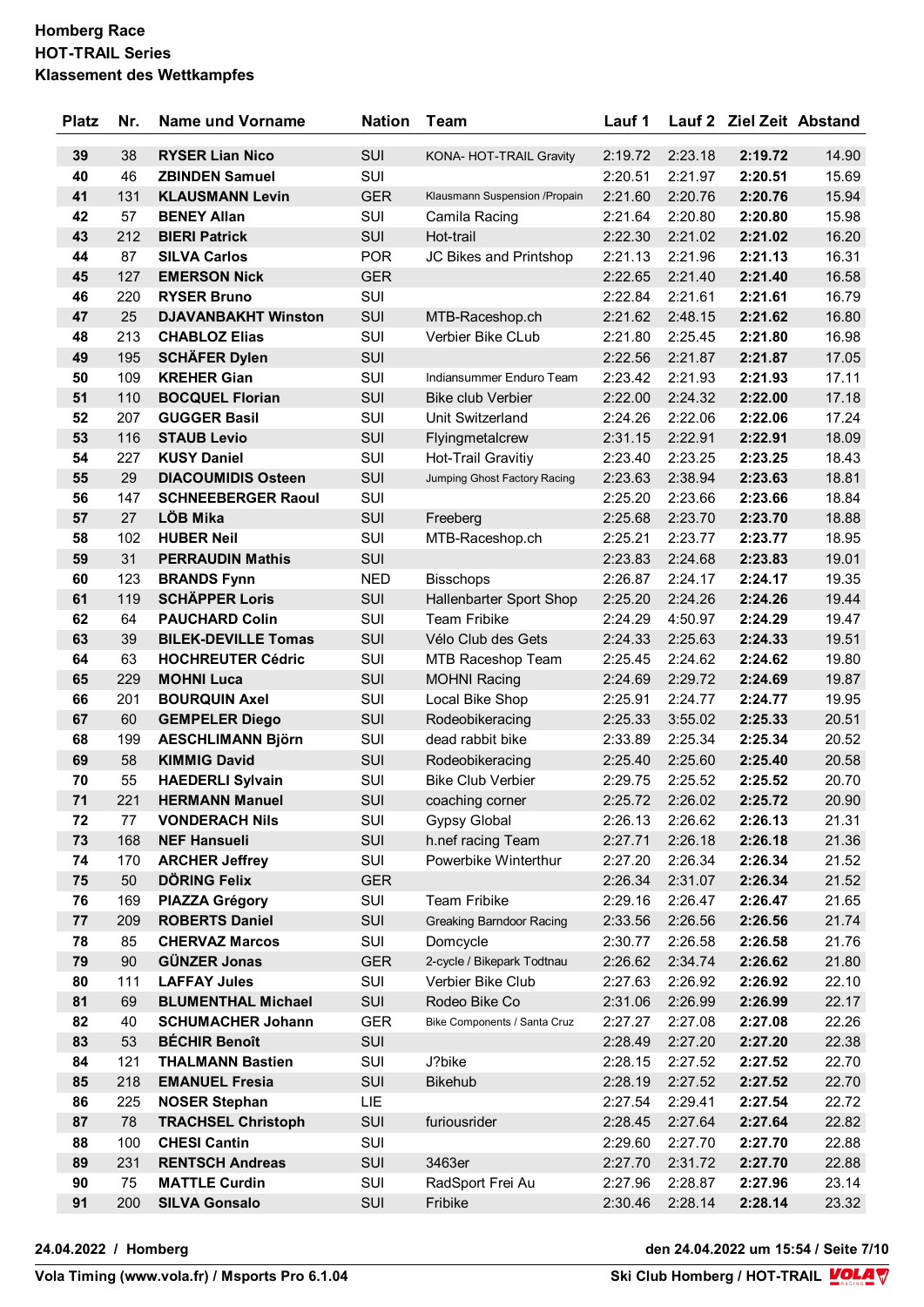**Homberg Race**
**HOT-TRAIL Series**
**Klassement des Wettkampfes**

| Platz | Nr. | Name und Vorname | Nation | Team | Lauf 1 | Lauf 2 | Ziel Zeit | Abstand |
|---|---|---|---|---|---|---|---|---|
| **39** | 38 | **RYSER Lian Nico** | SUI | KONA- HOT-TRAIL Gravity | 2:19.72 | 2:23.18 | **2:19.72** | 14.90 |
| **40** | 46 | **ZBINDEN Samuel** | SUI | | 2:20.51 | 2:21.97 | **2:20.51** | 15.69 |
| **41** | 131 | **KLAUSMANN Levin** | GER | Klausmann Suspension /Propain | 2:21.60 | 2:20.76 | **2:20.76** | 15.94 |
| **42** | 57 | **BENEY Allan** | SUI | Camila Racing | 2:21.64 | 2:20.80 | **2:20.80** | 15.98 |
| **43** | 212 | **BIERI Patrick** | SUI | Hot-trail | 2:22.30 | 2:21.02 | **2:21.02** | 16.20 |
| **44** | 87 | **SILVA Carlos** | POR | JC Bikes and Printshop | 2:21.13 | 2:21.96 | **2:21.13** | 16.31 |
| **45** | 127 | **EMERSON Nick** | GER | | 2:22.65 | 2:21.40 | **2:21.40** | 16.58 |
| **46** | 220 | **RYSER Bruno** | SUI | | 2:22.84 | 2:21.61 | **2:21.61** | 16.79 |
| **47** | 25 | **DJAVANBAKHT Winston** | SUI | MTB-Raceshop.ch | 2:21.62 | 2:48.15 | **2:21.62** | 16.80 |
| **48** | 213 | **CHABLOZ Elias** | SUI | Verbier Bike CLub | 2:21.80 | 2:25.45 | **2:21.80** | 16.98 |
| **49** | 195 | **SCHÄFER Dylen** | SUI | | 2:22.56 | 2:21.87 | **2:21.87** | 17.05 |
| **50** | 109 | **KREHER Gian** | SUI | Indiansummer Enduro Team | 2:23.42 | 2:21.93 | **2:21.93** | 17.11 |
| **51** | 110 | **BOCQUEL Florian** | SUI | Bike club Verbier | 2:22.00 | 2:24.32 | **2:22.00** | 17.18 |
| **52** | 207 | **GUGGER Basil** | SUI | Unit Switzerland | 2:24.26 | 2:22.06 | **2:22.06** | 17.24 |
| **53** | 116 | **STAUB Levio** | SUI | Flyingmetalcrew | 2:31.15 | 2:22.91 | **2:22.91** | 18.09 |
| **54** | 227 | **KUSY Daniel** | SUI | Hot-Trail Gravitiy | 2:23.40 | 2:23.25 | **2:23.25** | 18.43 |
| **55** | 29 | **DIACOUMIDIS Osteen** | SUI | Jumping Ghost Factory Racing | 2:23.63 | 2:38.94 | **2:23.63** | 18.81 |
| **56** | 147 | **SCHNEEBERGER Raoul** | SUI | | 2:25.20 | 2:23.66 | **2:23.66** | 18.84 |
| **57** | 27 | **LÖB Mika** | SUI | Freeberg | 2:25.68 | 2:23.70 | **2:23.70** | 18.88 |
| **58** | 102 | **HUBER Neil** | SUI | MTB-Raceshop.ch | 2:25.21 | 2:23.77 | **2:23.77** | 18.95 |
| **59** | 31 | **PERRAUDIN Mathis** | SUI | | 2:23.83 | 2:24.68 | **2:23.83** | 19.01 |
| **60** | 123 | **BRANDS Fynn** | NED | Bisschops | 2:26.87 | 2:24.17 | **2:24.17** | 19.35 |
| **61** | 119 | **SCHÄPPER Loris** | SUI | Hallenbarter Sport Shop | 2:25.20 | 2:24.26 | **2:24.26** | 19.44 |
| **62** | 64 | **PAUCHARD Colin** | SUI | Team Fribike | 2:24.29 | 4:50.97 | **2:24.29** | 19.47 |
| **63** | 39 | **BILEK-DEVILLE Tomas** | SUI | Vélo Club des Gets | 2:24.33 | 2:25.63 | **2:24.33** | 19.51 |
| **64** | 63 | **HOCHREUTER Cédric** | SUI | MTB Raceshop Team | 2:25.45 | 2:24.62 | **2:24.62** | 19.80 |
| **65** | 229 | **MOHNI Luca** | SUI | MOHNI Racing | 2:24.69 | 2:29.72 | **2:24.69** | 19.87 |
| **66** | 201 | **BOURQUIN Axel** | SUI | Local Bike Shop | 2:25.91 | 2:24.77 | **2:24.77** | 19.95 |
| **67** | 60 | **GEMPELER Diego** | SUI | Rodeobikeracing | 2:25.33 | 3:55.02 | **2:25.33** | 20.51 |
| **68** | 199 | **AESCHLIMANN Björn** | SUI | dead rabbit bike | 2:33.89 | 2:25.34 | **2:25.34** | 20.52 |
| **69** | 58 | **KIMMIG David** | SUI | Rodeobikeracing | 2:25.40 | 2:25.60 | **2:25.40** | 20.58 |
| **70** | 55 | **HAEDERLI Sylvain** | SUI | Bike Club Verbier | 2:29.75 | 2:25.52 | **2:25.52** | 20.70 |
| **71** | 221 | **HERMANN Manuel** | SUI | coaching corner | 2:25.72 | 2:26.02 | **2:25.72** | 20.90 |
| **72** | 77 | **VONDERACH Nils** | SUI | Gypsy Global | 2:26.13 | 2:26.62 | **2:26.13** | 21.31 |
| **73** | 168 | **NEF Hansueli** | SUI | h.nef racing Team | 2:27.71 | 2:26.18 | **2:26.18** | 21.36 |
| **74** | 170 | **ARCHER Jeffrey** | SUI | Powerbike Winterthur | 2:27.20 | 2:26.34 | **2:26.34** | 21.52 |
| **75** | 50 | **DÖRING Felix** | GER | | 2:26.34 | 2:31.07 | **2:26.34** | 21.52 |
| **76** | 169 | **PIAZZA Grégory** | SUI | Team Fribike | 2:29.16 | 2:26.47 | **2:26.47** | 21.65 |
| **77** | 209 | **ROBERTS Daniel** | SUI | Greaking Barndoor Racing | 2:33.56 | 2:26.56 | **2:26.56** | 21.74 |
| **78** | 85 | **CHERVAZ Marcos** | SUI | Domcycle | 2:30.77 | 2:26.58 | **2:26.58** | 21.76 |
| **79** | 90 | **GÜNZER Jonas** | GER | 2-cycle / Bikepark Todtnau | 2:26.62 | 2:34.74 | **2:26.62** | 21.80 |
| **80** | 111 | **LAFFAY Jules** | SUI | Verbier Bike Club | 2:27.63 | 2:26.92 | **2:26.92** | 22.10 |
| **81** | 69 | **BLUMENTHAL Michael** | SUI | Rodeo Bike Co | 2:31.06 | 2:26.99 | **2:26.99** | 22.17 |
| **82** | 40 | **SCHUMACHER Johann** | GER | Bike Components / Santa Cruz | 2:27.27 | 2:27.08 | **2:27.08** | 22.26 |
| **83** | 53 | **BÉCHIR Benoît** | SUI | | 2:28.49 | 2:27.20 | **2:27.20** | 22.38 |
| **84** | 121 | **THALMANN Bastien** | SUI | J?bike | 2:28.15 | 2:27.52 | **2:27.52** | 22.70 |
| **85** | 218 | **EMANUEL Fresia** | SUI | Bikehub | 2:28.19 | 2:27.52 | **2:27.52** | 22.70 |
| **86** | 225 | **NOSER Stephan** | LIE | | 2:27.54 | 2:29.41 | **2:27.54** | 22.72 |
| **87** | 78 | **TRACHSEL Christoph** | SUI | furiousrider | 2:28.45 | 2:27.64 | **2:27.64** | 22.82 |
| **88** | 100 | **CHESI Cantin** | SUI | | 2:29.60 | 2:27.70 | **2:27.70** | 22.88 |
| **89** | 231 | **RENTSCH Andreas** | SUI | 3463er | 2:27.70 | 2:31.72 | **2:27.70** | 22.88 |
| **90** | 75 | **MATTLE Curdin** | SUI | RadSport Frei Au | 2:27.96 | 2:28.87 | **2:27.96** | 23.14 |
| **91** | 200 | **SILVA Gonsalo** | SUI | Fribike | 2:30.46 | 2:28.14 | **2:28.14** | 23.32 |

**24.04.2022 / Homberg** — **den 24.04.2022 um 15:54 / Seite 7/10**

**Vola Timing (www.vola.fr) / Msports Pro 6.1.04** — **Ski Club Homberg / HOT-TRAIL**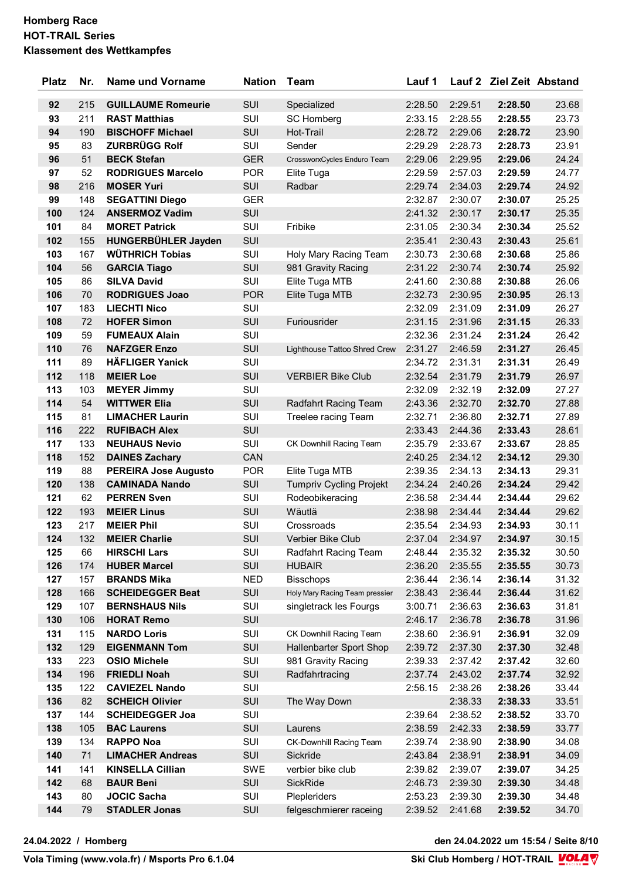**Homberg Race**
**HOT-TRAIL Series**
**Klassement des Wettkampfes**

| Platz | Nr. | Name und Vorname | Nation | Team | Lauf 1 | Lauf 2 | Ziel Zeit | Abstand |
|---|---|---|---|---|---|---|---|---|
| **92** | 215 | **GUILLAUME Romeurie** | SUI | Specialized | 2:28.50 | 2:29.51 | **2:28.50** | 23.68 |
| **93** | 211 | **RAST Matthias** | SUI | SC Homberg | 2:33.15 | 2:28.55 | **2:28.55** | 23.73 |
| **94** | 190 | **BISCHOFF Michael** | SUI | Hot-Trail | 2:28.72 | 2:29.06 | **2:28.72** | 23.90 |
| **95** | 83 | **ZURBRÜGG Rolf** | SUI | Sender | 2:29.29 | 2:28.73 | **2:28.73** | 23.91 |
| **96** | 51 | **BECK Stefan** | GER | CrossworxCycles Enduro Team | 2:29.06 | 2:29.95 | **2:29.06** | 24.24 |
| **97** | 52 | **RODRIGUES Marcelo** | POR | Elite Tuga | 2:29.59 | 2:57.03 | **2:29.59** | 24.77 |
| **98** | 216 | **MOSER Yuri** | SUI | Radbar | 2:29.74 | 2:34.03 | **2:29.74** | 24.92 |
| **99** | 148 | **SEGATTINI Diego** | GER | | 2:32.87 | 2:30.07 | **2:30.07** | 25.25 |
| **100** | 124 | **ANSERMOZ Vadim** | SUI | | 2:41.32 | 2:30.17 | **2:30.17** | 25.35 |
| **101** | 84 | **MORET Patrick** | SUI | Fribike | 2:31.05 | 2:30.34 | **2:30.34** | 25.52 |
| **102** | 155 | **HUNGERBÜHLER Jayden** | SUI | | 2:35.41 | 2:30.43 | **2:30.43** | 25.61 |
| **103** | 167 | **WÜTHRICH Tobias** | SUI | Holy Mary Racing Team | 2:30.73 | 2:30.68 | **2:30.68** | 25.86 |
| **104** | 56 | **GARCIA Tiago** | SUI | 981 Gravity Racing | 2:31.22 | 2:30.74 | **2:30.74** | 25.92 |
| **105** | 86 | **SILVA David** | SUI | Elite Tuga MTB | 2:41.60 | 2:30.88 | **2:30.88** | 26.06 |
| **106** | 70 | **RODRIGUES Joao** | POR | Elite Tuga MTB | 2:32.73 | 2:30.95 | **2:30.95** | 26.13 |
| **107** | 183 | **LIECHTI Nico** | SUI | | 2:32.09 | 2:31.09 | **2:31.09** | 26.27 |
| **108** | 72 | **HOFER Simon** | SUI | Furiousrider | 2:31.15 | 2:31.96 | **2:31.15** | 26.33 |
| **109** | 59 | **FUMEAUX Alain** | SUI | | 2:32.36 | 2:31.24 | **2:31.24** | 26.42 |
| **110** | 76 | **NAFZGER Enzo** | SUI | Lighthouse Tattoo Shred Crew | 2:31.27 | 2:46.59 | **2:31.27** | 26.45 |
| **111** | 89 | **HÄFLIGER Yanick** | SUI | | 2:34.72 | 2:31.31 | **2:31.31** | 26.49 |
| **112** | 118 | **MEIER Loe** | SUI | VERBIER Bike Club | 2:32.54 | 2:31.79 | **2:31.79** | 26.97 |
| **113** | 103 | **MEYER Jimmy** | SUI | | 2:32.09 | 2:32.19 | **2:32.09** | 27.27 |
| **114** | 54 | **WITTWER Elia** | SUI | Radfahrt Racing Team | 2:43.36 | 2:32.70 | **2:32.70** | 27.88 |
| **115** | 81 | **LIMACHER Laurin** | SUI | Treelee racing Team | 2:32.71 | 2:36.80 | **2:32.71** | 27.89 |
| **116** | 222 | **RUFIBACH Alex** | SUI | | 2:33.43 | 2:44.36 | **2:33.43** | 28.61 |
| **117** | 133 | **NEUHAUS Nevio** | SUI | CK Downhill Racing Team | 2:35.79 | 2:33.67 | **2:33.67** | 28.85 |
| **118** | 152 | **DAINES Zachary** | CAN | | 2:40.25 | 2:34.12 | **2:34.12** | 29.30 |
| **119** | 88 | **PEREIRA Jose Augusto** | POR | Elite Tuga MTB | 2:39.35 | 2:34.13 | **2:34.13** | 29.31 |
| **120** | 138 | **CAMINADA Nando** | SUI | Tumpriv Cycling Projekt | 2:34.24 | 2:40.26 | **2:34.24** | 29.42 |
| **121** | 62 | **PERREN Sven** | SUI | Rodeobikeracing | 2:36.58 | 2:34.44 | **2:34.44** | 29.62 |
| **122** | 193 | **MEIER Linus** | SUI | Wäutlä | 2:38.98 | 2:34.44 | **2:34.44** | 29.62 |
| **123** | 217 | **MEIER Phil** | SUI | Crossroads | 2:35.54 | 2:34.93 | **2:34.93** | 30.11 |
| **124** | 132 | **MEIER Charlie** | SUI | Verbier Bike Club | 2:37.04 | 2:34.97 | **2:34.97** | 30.15 |
| **125** | 66 | **HIRSCHI Lars** | SUI | Radfahrt Racing Team | 2:48.44 | 2:35.32 | **2:35.32** | 30.50 |
| **126** | 174 | **HUBER Marcel** | SUI | HUBAIR | 2:36.20 | 2:35.55 | **2:35.55** | 30.73 |
| **127** | 157 | **BRANDS Mika** | NED | Bisschops | 2:36.44 | 2:36.14 | **2:36.14** | 31.32 |
| **128** | 166 | **SCHEIDEGGER Beat** | SUI | Holy Mary Racing Team pressier | 2:38.43 | 2:36.44 | **2:36.44** | 31.62 |
| **129** | 107 | **BERNSHAUS Nils** | SUI | singletrack les Fourgs | 3:00.71 | 2:36.63 | **2:36.63** | 31.81 |
| **130** | 106 | **HORAT Remo** | SUI | | 2:46.17 | 2:36.78 | **2:36.78** | 31.96 |
| **131** | 115 | **NARDO Loris** | SUI | CK Downhill Racing Team | 2:38.60 | 2:36.91 | **2:36.91** | 32.09 |
| **132** | 129 | **EIGENMANN Tom** | SUI | Hallenbarter Sport Shop | 2:39.72 | 2:37.30 | **2:37.30** | 32.48 |
| **133** | 223 | **OSIO Michele** | SUI | 981 Gravity Racing | 2:39.33 | 2:37.42 | **2:37.42** | 32.60 |
| **134** | 196 | **FRIEDLI Noah** | SUI | Radfahrtracing | 2:37.74 | 2:43.02 | **2:37.74** | 32.92 |
| **135** | 122 | **CAVIEZEL Nando** | SUI | | 2:56.15 | 2:38.26 | **2:38.26** | 33.44 |
| **136** | 82 | **SCHEICH Olivier** | SUI | The Way Down | | 2:38.33 | **2:38.33** | 33.51 |
| **137** | 144 | **SCHEIDEGGER Joa** | SUI | | 2:39.64 | 2:38.52 | **2:38.52** | 33.70 |
| **138** | 105 | **BAC Laurens** | SUI | Laurens | 2:38.59 | 2:42.33 | **2:38.59** | 33.77 |
| **139** | 134 | **RAPPO Noa** | SUI | CK-Downhill Racing Team | 2:39.74 | 2:38.90 | **2:38.90** | 34.08 |
| **140** | 71 | **LIMACHER Andreas** | SUI | Sickride | 2:43.84 | 2:38.91 | **2:38.91** | 34.09 |
| **141** | 141 | **KINSELLA Cillian** | SWE | verbier bike club | 2:39.82 | 2:39.07 | **2:39.07** | 34.25 |
| **142** | 68 | **BAUR Beni** | SUI | SickRide | 2:46.73 | 2:39.30 | **2:39.30** | 34.48 |
| **143** | 80 | **JOCIC Sacha** | SUI | Plepleriders | 2:53.23 | 2:39.30 | **2:39.30** | 34.48 |
| **144** | 79 | **STADLER Jonas** | SUI | felgeschmierer raceing | 2:39.52 | 2:41.68 | **2:39.52** | 34.70 |

**24.04.2022 / Homberg** **den 24.04.2022 um 15:54 / Seite 8/10**

**Vola Timing (www.vola.fr) / Msports Pro 6.1.04** **Ski Club Homberg / HOT-TRAIL**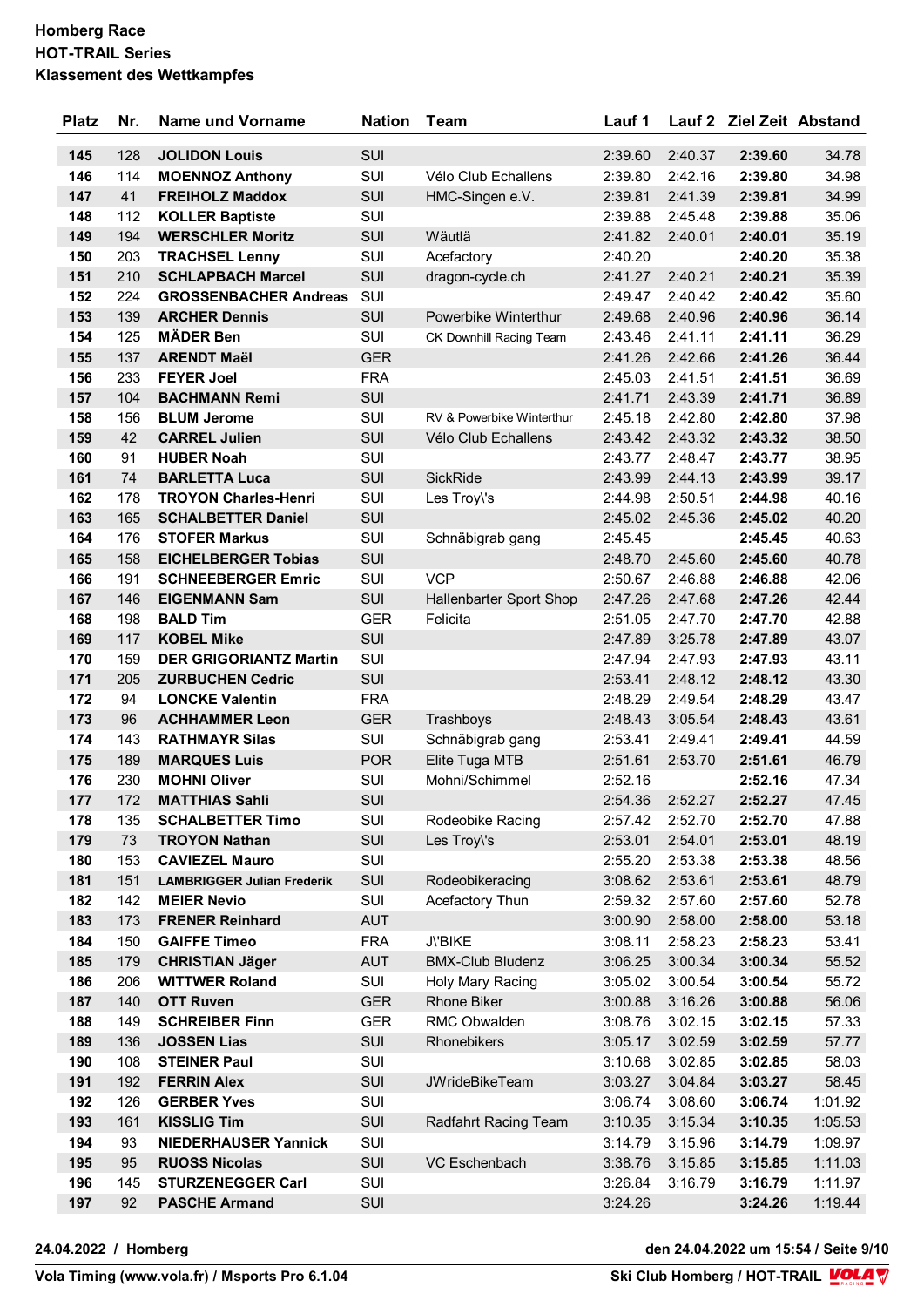**Homberg Race**
**HOT-TRAIL Series**
**Klassement des Wettkampfes**

| Platz | Nr. | Name und Vorname | Nation | Team | Lauf 1 | Lauf 2 | Ziel Zeit | Abstand |
|---|---|---|---|---|---|---|---|---|
| **145** | 128 | **JOLIDON Louis** | SUI | | 2:39.60 | 2:40.37 | **2:39.60** | 34.78 |
| **146** | 114 | **MOENNOZ Anthony** | SUI | Vélo Club Echallens | 2:39.80 | 2:42.16 | **2:39.80** | 34.98 |
| **147** | 41 | **FREIHOLZ Maddox** | SUI | HMC-Singen e.V. | 2:39.81 | 2:41.39 | **2:39.81** | 34.99 |
| **148** | 112 | **KOLLER Baptiste** | SUI | | 2:39.88 | 2:45.48 | **2:39.88** | 35.06 |
| **149** | 194 | **WERSCHLER Moritz** | SUI | Wäutlä | 2:41.82 | 2:40.01 | **2:40.01** | 35.19 |
| **150** | 203 | **TRACHSEL Lenny** | SUI | Acefactory | 2:40.20 | | **2:40.20** | 35.38 |
| **151** | 210 | **SCHLAPBACH Marcel** | SUI | dragon-cycle.ch | 2:41.27 | 2:40.21 | **2:40.21** | 35.39 |
| **152** | 224 | **GROSSENBACHER Andreas** | SUI | | 2:49.47 | 2:40.42 | **2:40.42** | 35.60 |
| **153** | 139 | **ARCHER Dennis** | SUI | Powerbike Winterthur | 2:49.68 | 2:40.96 | **2:40.96** | 36.14 |
| **154** | 125 | **MÄDER Ben** | SUI | CK Downhill Racing Team | 2:43.46 | 2:41.11 | **2:41.11** | 36.29 |
| **155** | 137 | **ARENDT Maël** | GER | | 2:41.26 | 2:42.66 | **2:41.26** | 36.44 |
| **156** | 233 | **FEYER Joel** | FRA | | 2:45.03 | 2:41.51 | **2:41.51** | 36.69 |
| **157** | 104 | **BACHMANN Remi** | SUI | | 2:41.71 | 2:43.39 | **2:41.71** | 36.89 |
| **158** | 156 | **BLUM Jerome** | SUI | RV & Powerbike Winterthur | 2:45.18 | 2:42.80 | **2:42.80** | 37.98 |
| **159** | 42 | **CARREL Julien** | SUI | Vélo Club Echallens | 2:43.42 | 2:43.32 | **2:43.32** | 38.50 |
| **160** | 91 | **HUBER Noah** | SUI | | 2:43.77 | 2:48.47 | **2:43.77** | 38.95 |
| **161** | 74 | **BARLETTA Luca** | SUI | SickRide | 2:43.99 | 2:44.13 | **2:43.99** | 39.17 |
| **162** | 178 | **TROYON Charles-Henri** | SUI | Les Troy\'s | 2:44.98 | 2:50.51 | **2:44.98** | 40.16 |
| **163** | 165 | **SCHALBETTER Daniel** | SUI | | 2:45.02 | 2:45.36 | **2:45.02** | 40.20 |
| **164** | 176 | **STOFER Markus** | SUI | Schnäbigrab gang | 2:45.45 | | **2:45.45** | 40.63 |
| **165** | 158 | **EICHELBERGER Tobias** | SUI | | 2:48.70 | 2:45.60 | **2:45.60** | 40.78 |
| **166** | 191 | **SCHNEEBERGER Emric** | SUI | VCP | 2:50.67 | 2:46.88 | **2:46.88** | 42.06 |
| **167** | 146 | **EIGENMANN Sam** | SUI | Hallenbarter Sport Shop | 2:47.26 | 2:47.68 | **2:47.26** | 42.44 |
| **168** | 198 | **BALD Tim** | GER | Felicita | 2:51.05 | 2:47.70 | **2:47.70** | 42.88 |
| **169** | 117 | **KOBEL Mike** | SUI | | 2:47.89 | 3:25.78 | **2:47.89** | 43.07 |
| **170** | 159 | **DER GRIGORIANTZ Martin** | SUI | | 2:47.94 | 2:47.93 | **2:47.93** | 43.11 |
| **171** | 205 | **ZURBUCHEN Cedric** | SUI | | 2:53.41 | 2:48.12 | **2:48.12** | 43.30 |
| **172** | 94 | **LONCKE Valentin** | FRA | | 2:48.29 | 2:49.54 | **2:48.29** | 43.47 |
| **173** | 96 | **ACHHAMMER Leon** | GER | Trashboys | 2:48.43 | 3:05.54 | **2:48.43** | 43.61 |
| **174** | 143 | **RATHMAYR Silas** | SUI | Schnäbigrab gang | 2:53.41 | 2:49.41 | **2:49.41** | 44.59 |
| **175** | 189 | **MARQUES Luis** | POR | Elite Tuga MTB | 2:51.61 | 2:53.70 | **2:51.61** | 46.79 |
| **176** | 230 | **MOHNI Oliver** | SUI | Mohni/Schimmel | 2:52.16 | | **2:52.16** | 47.34 |
| **177** | 172 | **MATTHIAS Sahli** | SUI | | 2:54.36 | 2:52.27 | **2:52.27** | 47.45 |
| **178** | 135 | **SCHALBETTER Timo** | SUI | Rodeobike Racing | 2:57.42 | 2:52.70 | **2:52.70** | 47.88 |
| **179** | 73 | **TROYON Nathan** | SUI | Les Troy\'s | 2:53.01 | 2:54.01 | **2:53.01** | 48.19 |
| **180** | 153 | **CAVIEZEL Mauro** | SUI | | 2:55.20 | 2:53.38 | **2:53.38** | 48.56 |
| **181** | 151 | **LAMBRIGGER Julian Frederik** | SUI | Rodeobikeracing | 3:08.62 | 2:53.61 | **2:53.61** | 48.79 |
| **182** | 142 | **MEIER Nevio** | SUI | Acefactory Thun | 2:59.32 | 2:57.60 | **2:57.60** | 52.78 |
| **183** | 173 | **FRENER Reinhard** | AUT | | 3:00.90 | 2:58.00 | **2:58.00** | 53.18 |
| **184** | 150 | **GAIFFE Timeo** | FRA | J\'BIKE | 3:08.11 | 2:58.23 | **2:58.23** | 53.41 |
| **185** | 179 | **CHRISTIAN Jäger** | AUT | BMX-Club Bludenz | 3:06.25 | 3:00.34 | **3:00.34** | 55.52 |
| **186** | 206 | **WITTWER Roland** | SUI | Holy Mary Racing | 3:05.02 | 3:00.54 | **3:00.54** | 55.72 |
| **187** | 140 | **OTT Ruven** | GER | Rhone Biker | 3:00.88 | 3:16.26 | **3:00.88** | 56.06 |
| **188** | 149 | **SCHREIBER Finn** | GER | RMC Obwalden | 3:08.76 | 3:02.15 | **3:02.15** | 57.33 |
| **189** | 136 | **JOSSEN Lias** | SUI | Rhonebikers | 3:05.17 | 3:02.59 | **3:02.59** | 57.77 |
| **190** | 108 | **STEINER Paul** | SUI | | 3:10.68 | 3:02.85 | **3:02.85** | 58.03 |
| **191** | 192 | **FERRIN Alex** | SUI | JWrideBikeTeam | 3:03.27 | 3:04.84 | **3:03.27** | 58.45 |
| **192** | 126 | **GERBER Yves** | SUI | | 3:06.74 | 3:08.60 | **3:06.74** | 1:01.92 |
| **193** | 161 | **KISSLIG Tim** | SUI | Radfahrt Racing Team | 3:10.35 | 3:15.34 | **3:10.35** | 1:05.53 |
| **194** | 93 | **NIEDERHAUSER Yannick** | SUI | | 3:14.79 | 3:15.96 | **3:14.79** | 1:09.97 |
| **195** | 95 | **RUOSS Nicolas** | SUI | VC Eschenbach | 3:38.76 | 3:15.85 | **3:15.85** | 1:11.03 |
| **196** | 145 | **STURZENEGGER Carl** | SUI | | 3:26.84 | 3:16.79 | **3:16.79** | 1:11.97 |
| **197** | 92 | **PASCHE Armand** | SUI | | 3:24.26 | | **3:24.26** | 1:19.44 |

**24.04.2022 / Homberg** — **den 24.04.2022 um 15:54 / Seite 9/10**

**Vola Timing (www.vola.fr) / Msports Pro 6.1.04** — **Ski Club Homberg / HOT-TRAIL**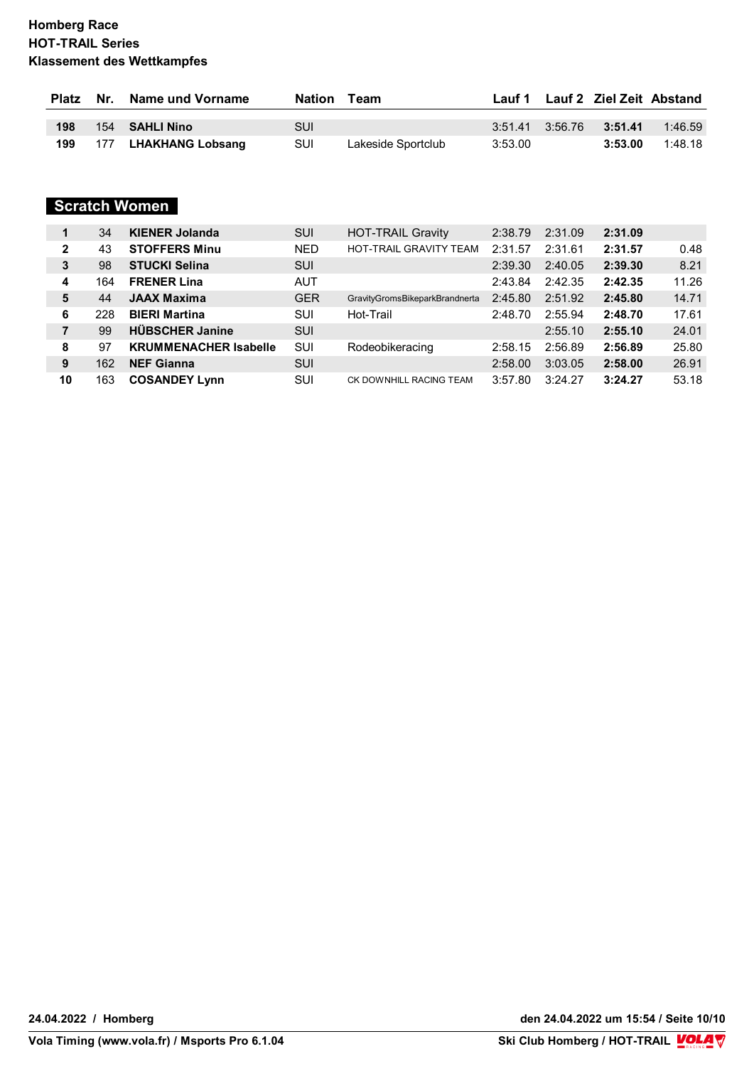**Homberg Race**
**HOT-TRAIL Series**
**Klassement des Wettkampfes**

| Platz | Nr. | Name und Vorname | Nation | Team | Lauf 1 | Lauf 2 | Ziel Zeit | Abstand |
|---|---|---|---|---|---|---|---|---|
| **198** | 154 | **SAHLI Nino** | SUI | | 3:51.41 | 3:56.76 | **3:51.41** | 1:46.59 |
| **199** | 177 | **LHAKHANG Lobsang** | SUI | Lakeside Sportclub | 3:53.00 | | **3:53.00** | 1:48.18 |

## Scratch Women

| Platz | Nr. | Name und Vorname | Nation | Team | Lauf 1 | Lauf 2 | Ziel Zeit | Abstand |
|---|---|---|---|---|---|---|---|---|
| **1** | 34 | **KIENER Jolanda** | SUI | HOT-TRAIL Gravity | 2:38.79 | 2:31.09 | **2:31.09** | |
| **2** | 43 | **STOFFERS Minu** | NED | HOT-TRAIL GRAVITY TEAM | 2:31.57 | 2:31.61 | **2:31.57** | 0.48 |
| **3** | 98 | **STUCKI Selina** | SUI | | 2:39.30 | 2:40.05 | **2:39.30** | 8.21 |
| **4** | 164 | **FRENER Lina** | AUT | | 2:43.84 | 2:42.35 | **2:42.35** | 11.26 |
| **5** | 44 | **JAAX Maxima** | GER | GravityGromsBikeparkBrandnerta | 2:45.80 | 2:51.92 | **2:45.80** | 14.71 |
| **6** | 228 | **BIERI Martina** | SUI | Hot-Trail | 2:48.70 | 2:55.94 | **2:48.70** | 17.61 |
| **7** | 99 | **HÜBSCHER Janine** | SUI | | | 2:55.10 | **2:55.10** | 24.01 |
| **8** | 97 | **KRUMMENACHER Isabelle** | SUI | Rodeobikeracing | 2:58.15 | 2:56.89 | **2:56.89** | 25.80 |
| **9** | 162 | **NEF Gianna** | SUI | | 2:58.00 | 3:03.05 | **2:58.00** | 26.91 |
| **10** | 163 | **COSANDEY Lynn** | SUI | CK DOWNHILL RACING TEAM | 3:57.80 | 3:24.27 | **3:24.27** | 53.18 |

**24.04.2022 / Homberg** — **den 24.04.2022 um 15:54**

**Vola Timing (www.vola.fr) / Msports Pro 6.1.04** — **Ski Club Homberg / HOT-TRAIL**